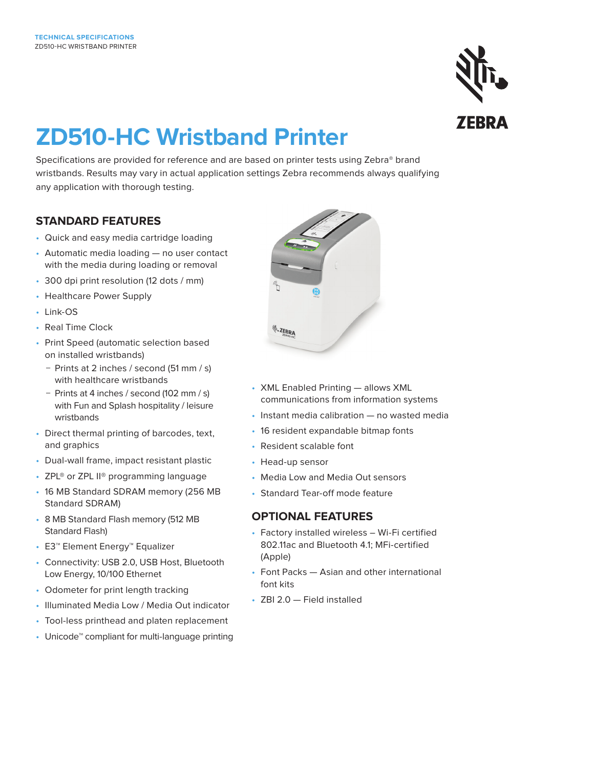TECHNICAL SPECIFICATIONS
ZD510-HC WRISTBAND PRINTER

# ZD510-HC Wristband Printer

Specifications are provided for reference and are based on printer tests using Zebra® brand wristbands. Results may vary in actual application settings Zebra recommends always qualifying any application with thorough testing.

## STANDARD FEATURES

- Quick and easy media cartridge loading
- Automatic media loading — no user contact with the media during loading or removal
- 300 dpi print resolution (12 dots / mm)
- Healthcare Power Supply
- Link-OS
- Real Time Clock
- Print Speed (automatic selection based on installed wristbands)
  - Prints at 2 inches / second (51 mm / s) with healthcare wristbands
  - Prints at 4 inches / second (102 mm / s) with Fun and Splash hospitality / leisure wristbands
- Direct thermal printing of barcodes, text, and graphics
- Dual-wall frame, impact resistant plastic
- ZPL® or ZPL II® programming language
- 16 MB Standard SDRAM memory (256 MB Standard SDRAM)
- 8 MB Standard Flash memory (512 MB Standard Flash)
- E3™ Element Energy™ Equalizer
- Connectivity: USB 2.0, USB Host, Bluetooth Low Energy, 10/100 Ethernet
- Odometer for print length tracking
- Illuminated Media Low / Media Out indicator
- Tool-less printhead and platen replacement
- Unicode™ compliant for multi-language printing
- XML Enabled Printing — allows XML communications from information systems
- Instant media calibration — no wasted media
- 16 resident expandable bitmap fonts
- Resident scalable font
- Head-up sensor
- Media Low and Media Out sensors
- Standard Tear-off mode feature

## OPTIONAL FEATURES

- Factory installed wireless – Wi-Fi certified 802.11ac and Bluetooth 4.1; MFi-certified (Apple)
- Font Packs — Asian and other international font kits
- ZBI 2.0 — Field installed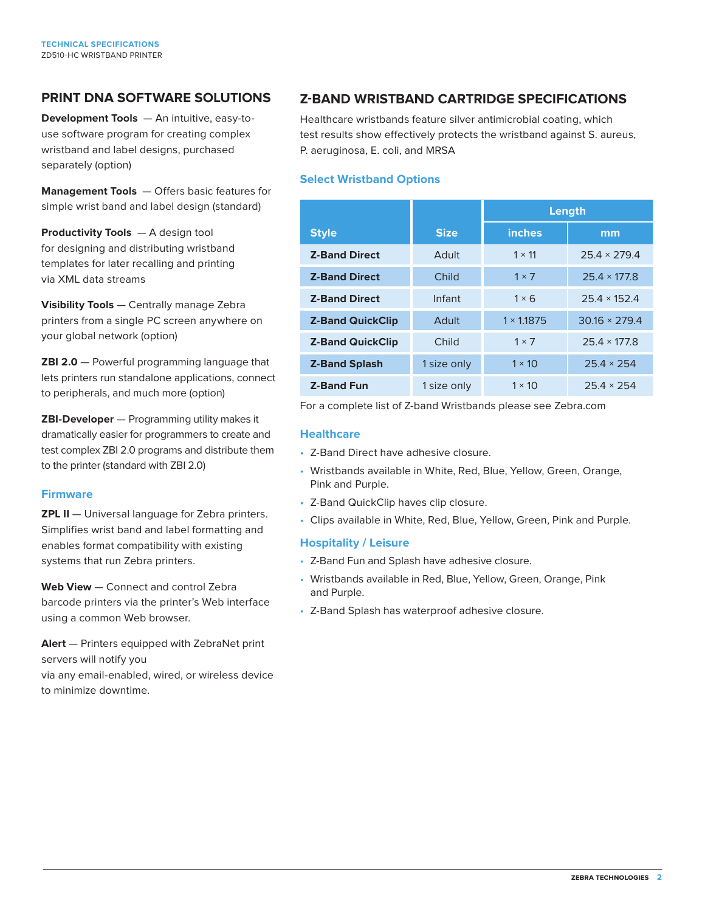## PRINT DNA SOFTWARE SOLUTIONS

**Development Tools** — An intuitive, easy-to-use software program for creating complex wristband and label designs, purchased separately (option)

**Management Tools** — Offers basic features for simple wrist band and label design (standard)

**Productivity Tools** — A design tool for designing and distributing wristband templates for later recalling and printing via XML data streams

**Visibility Tools** — Centrally manage Zebra printers from a single PC screen anywhere on your global network (option)

**ZBI 2.0** — Powerful programming language that lets printers run standalone applications, connect to peripherals, and much more (option)

**ZBI-Developer** — Programming utility makes it dramatically easier for programmers to create and test complex ZBI 2.0 programs and distribute them to the printer (standard with ZBI 2.0)

### Firmware

**ZPL II** — Universal language for Zebra printers. Simplifies wrist band and label formatting and enables format compatibility with existing systems that run Zebra printers.

**Web View** — Connect and control Zebra barcode printers via the printer's Web interface using a common Web browser.

**Alert** — Printers equipped with ZebraNet print servers will notify you via any email-enabled, wired, or wireless device to minimize downtime.

## Z-BAND WRISTBAND CARTRIDGE SPECIFICATIONS

Healthcare wristbands feature silver antimicrobial coating, which test results show effectively protects the wristband against S. aureus, P. aeruginosa, E. coli, and MRSA

### Select Wristband Options

| Style | Size | Length | |
|---|---|---|---|
| | | inches | mm |
| **Z-Band Direct** | Adult | 1 × 11 | 25.4 × 279.4 |
| **Z-Band Direct** | Child | 1 × 7 | 25.4 × 177.8 |
| **Z-Band Direct** | Infant | 1 × 6 | 25.4 × 152.4 |
| **Z-Band QuickClip** | Adult | 1 × 1.1875 | 30.16 × 279.4 |
| **Z-Band QuickClip** | Child | 1 × 7 | 25.4 × 177.8 |
| **Z-Band Splash** | 1 size only | 1 × 10 | 25.4 × 254 |
| **Z-Band Fun** | 1 size only | 1 × 10 | 25.4 × 254 |

For a complete list of Z-band Wristbands please see Zebra.com

### Healthcare

- Z-Band Direct have adhesive closure.
- Wristbands available in White, Red, Blue, Yellow, Green, Orange, Pink and Purple.
- Z-Band QuickClip haves clip closure.
- Clips available in White, Red, Blue, Yellow, Green, Pink and Purple.

### Hospitality / Leisure

- Z-Band Fun and Splash have adhesive closure.
- Wristbands available in Red, Blue, Yellow, Green, Orange, Pink and Purple.
- Z-Band Splash has waterproof adhesive closure.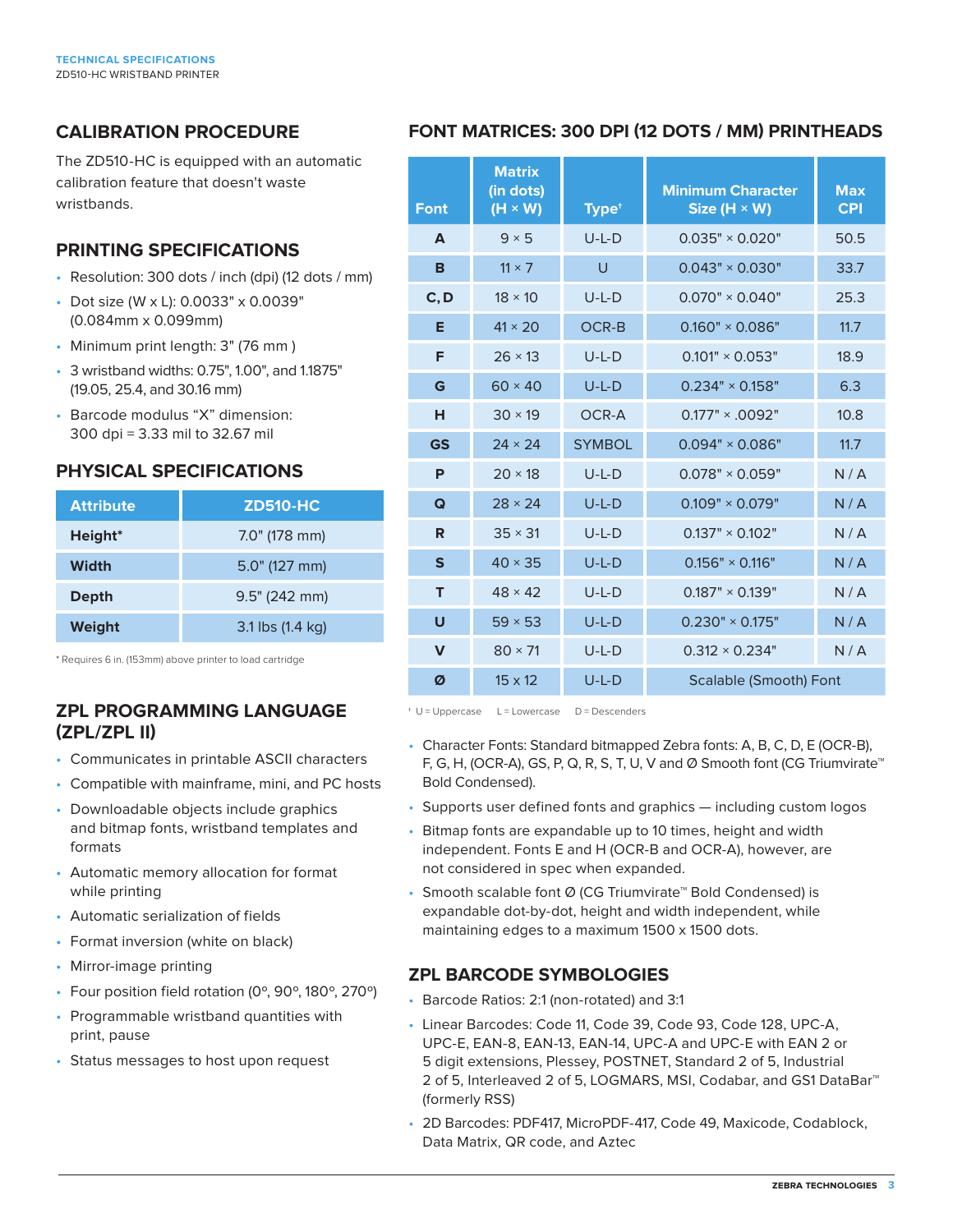## CALIBRATION PROCEDURE

The ZD510-HC is equipped with an automatic calibration feature that doesn't waste wristbands.

## PRINTING SPECIFICATIONS

- Resolution: 300 dots / inch (dpi) (12 dots / mm)
- Dot size (W x L): 0.0033" x 0.0039" (0.084mm x 0.099mm)
- Minimum print length: 3" (76 mm )
- 3 wristband widths: 0.75", 1.00", and 1.1875" (19.05, 25.4, and 30.16 mm)
- Barcode modulus “X” dimension: 300 dpi = 3.33 mil to 32.67 mil

## PHYSICAL SPECIFICATIONS

| Attribute | ZD510-HC |
|---|---|
| Height* | 7.0" (178 mm) |
| Width | 5.0" (127 mm) |
| Depth | 9.5" (242 mm) |
| Weight | 3.1 lbs (1.4 kg) |

* Requires 6 in. (153mm) above printer to load cartridge

## ZPL PROGRAMMING LANGUAGE (ZPL/ZPL II)

- Communicates in printable ASCII characters
- Compatible with mainframe, mini, and PC hosts
- Downloadable objects include graphics and bitmap fonts, wristband templates and formats
- Automatic memory allocation for format while printing
- Automatic serialization of fields
- Format inversion (white on black)
- Mirror-image printing
- Four position field rotation (0º, 90º, 180º, 270º)
- Programmable wristband quantities with print, pause
- Status messages to host upon request

## FONT MATRICES: 300 DPI (12 DOTS / MM) PRINTHEADS

| Font | Matrix (in dots) (H × W) | Type† | Minimum Character Size (H × W) | Max CPI |
|---|---|---|---|---|
| A | 9 × 5 | U-L-D | 0.035" × 0.020" | 50.5 |
| B | 11 × 7 | U | 0.043" × 0.030" | 33.7 |
| C, D | 18 × 10 | U-L-D | 0.070" × 0.040" | 25.3 |
| E | 41 × 20 | OCR-B | 0.160" × 0.086" | 11.7 |
| F | 26 × 13 | U-L-D | 0.101" × 0.053" | 18.9 |
| G | 60 × 40 | U-L-D | 0.234" × 0.158" | 6.3 |
| H | 30 × 19 | OCR-A | 0.177" × .0092" | 10.8 |
| GS | 24 × 24 | SYMBOL | 0.094" × 0.086" | 11.7 |
| P | 20 × 18 | U-L-D | 0.078" × 0.059" | N / A |
| Q | 28 × 24 | U-L-D | 0.109" × 0.079" | N / A |
| R | 35 × 31 | U-L-D | 0.137" × 0.102" | N / A |
| S | 40 × 35 | U-L-D | 0.156" × 0.116" | N / A |
| T | 48 × 42 | U-L-D | 0.187" × 0.139" | N / A |
| U | 59 × 53 | U-L-D | 0.230" × 0.175" | N / A |
| V | 80 × 71 | U-L-D | 0.312 × 0.234" | N / A |
| Ø | 15 x 12 | U-L-D | Scalable (Smooth) Font | |

† U = Uppercase  L = Lowercase  D = Descenders

- Character Fonts: Standard bitmapped Zebra fonts: A, B, C, D, E (OCR-B), F, G, H, (OCR-A), GS, P, Q, R, S, T, U, V and Ø Smooth font (CG Triumvirate™ Bold Condensed).
- Supports user defined fonts and graphics — including custom logos
- Bitmap fonts are expandable up to 10 times, height and width independent. Fonts E and H (OCR-B and OCR-A), however, are not considered in spec when expanded.
- Smooth scalable font Ø (CG Triumvirate™ Bold Condensed) is expandable dot-by-dot, height and width independent, while maintaining edges to a maximum 1500 x 1500 dots.

## ZPL BARCODE SYMBOLOGIES

- Barcode Ratios: 2:1 (non-rotated) and 3:1
- Linear Barcodes: Code 11, Code 39, Code 93, Code 128, UPC-A, UPC-E, EAN-8, EAN-13, EAN-14, UPC-A and UPC-E with EAN 2 or 5 digit extensions, Plessey, POSTNET, Standard 2 of 5, Industrial 2 of 5, Interleaved 2 of 5, LOGMARS, MSI, Codabar, and GS1 DataBar™ (formerly RSS)
- 2D Barcodes: PDF417, MicroPDF-417, Code 49, Maxicode, Codablock, Data Matrix, QR code, and Aztec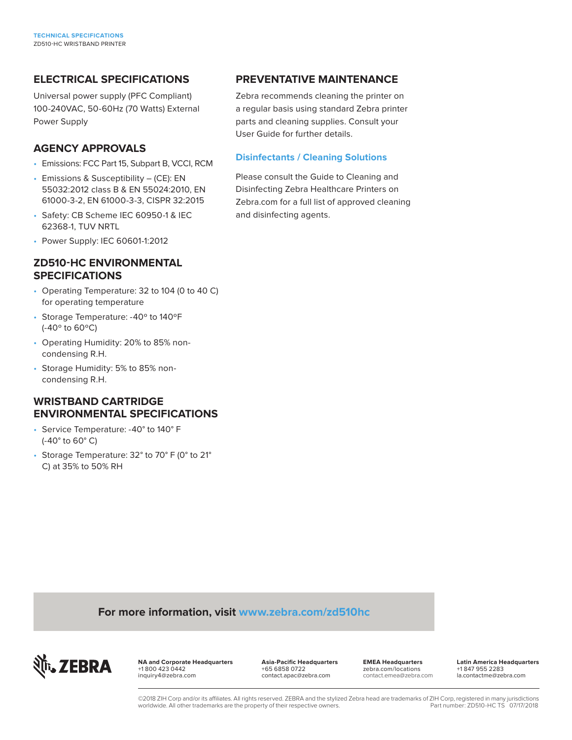## ELECTRICAL SPECIFICATIONS

Universal power supply (PFC Compliant) 100-240VAC, 50-60Hz (70 Watts) External Power Supply

## AGENCY APPROVALS

- Emissions: FCC Part 15, Subpart B, VCCI, RCM
- Emissions & Susceptibility – (CE): EN 55032:2012 class B & EN 55024:2010, EN 61000-3-2, EN 61000-3-3, CISPR 32:2015
- Safety: CB Scheme IEC 60950-1 & IEC 62368-1, TUV NRTL
- Power Supply: IEC 60601-1:2012

## ZD510-HC ENVIRONMENTAL SPECIFICATIONS

- Operating Temperature: 32 to 104 (0 to 40 C) for operating temperature
- Storage Temperature: -40º to 140ºF (-40º to 60ºC)
- Operating Humidity: 20% to 85% non-condensing R.H.
- Storage Humidity: 5% to 85% non-condensing R.H.

## WRISTBAND CARTRIDGE ENVIRONMENTAL SPECIFICATIONS

- Service Temperature: -40° to 140° F (-40° to 60° C)
- Storage Temperature: 32° to 70° F (0° to 21° C) at 35% to 50% RH

## PREVENTATIVE MAINTENANCE

Zebra recommends cleaning the printer on a regular basis using standard Zebra printer parts and cleaning supplies. Consult your User Guide for further details.

### Disinfectants / Cleaning Solutions

Please consult the Guide to Cleaning and Disinfecting Zebra Healthcare Printers on Zebra.com for a full list of approved cleaning and disinfecting agents.

**For more information, visit www.zebra.com/zd510hc**

ZEBRA

**NA and Corporate Headquarters**
+1 800 423 0442
inquiry4@zebra.com

**Asia-Pacific Headquarters**
+65 6858 0722
contact.apac@zebra.com

**EMEA Headquarters**
zebra.com/locations
contact.emea@zebra.com

**Latin America Headquarters**
+1 847 955 2283
la.contactme@zebra.com

©2018 ZIH Corp and/or its affiliates. All rights reserved. ZEBRA and the stylized Zebra head are trademarks of ZIH Corp, registered in many jurisdictions worldwide. All other trademarks are the property of their respective owners. Part number: ZD510-HC TS 07/17/2018